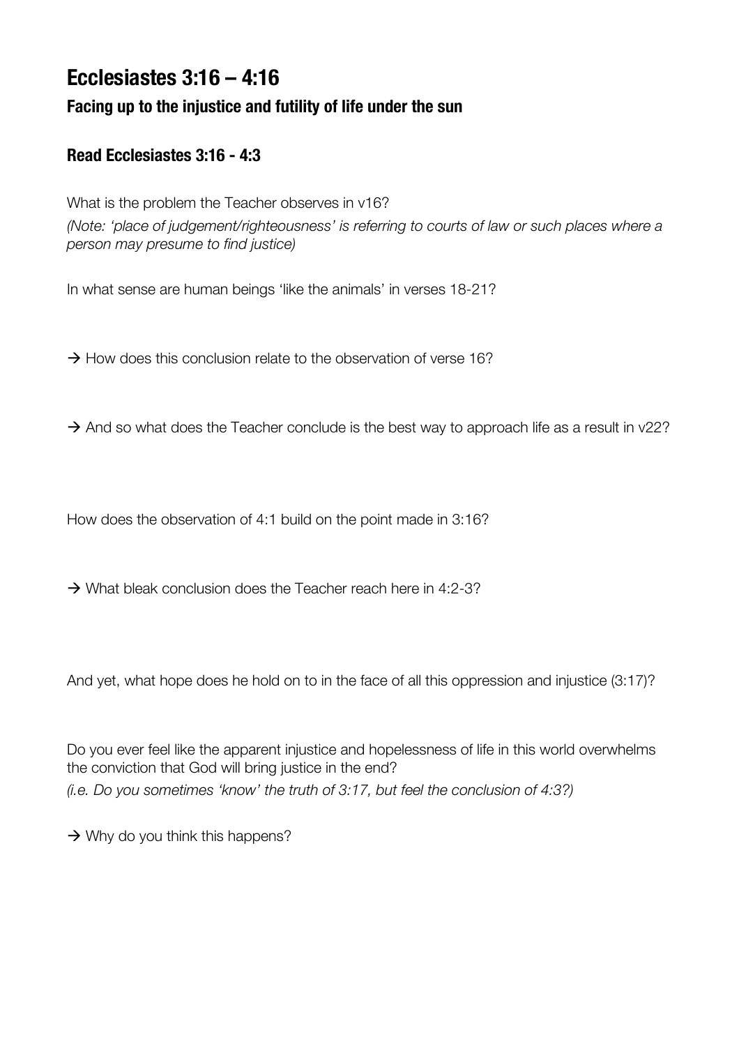# Ecclesiastes 3:16 – 4:16

## Facing up to the injustice and futility of life under the sun

### Read Ecclesiastes 3:16 - 4:3

What is the problem the Teacher observes in v16?

*(Note: 'place of judgement/righteousness' is referring to courts of law or such places where a person may presume to find justice)*

In what sense are human beings 'like the animals' in verses 18-21?

→ How does this conclusion relate to the observation of verse 16?

→ And so what does the Teacher conclude is the best way to approach life as a result in v22?

How does the observation of 4:1 build on the point made in 3:16?

→ What bleak conclusion does the Teacher reach here in 4:2-3?

And yet, what hope does he hold on to in the face of all this oppression and injustice (3:17)?

Do you ever feel like the apparent injustice and hopelessness of life in this world overwhelms the conviction that God will bring justice in the end?

*(i.e. Do you sometimes 'know' the truth of 3:17, but feel the conclusion of 4:3?)*

→ Why do you think this happens?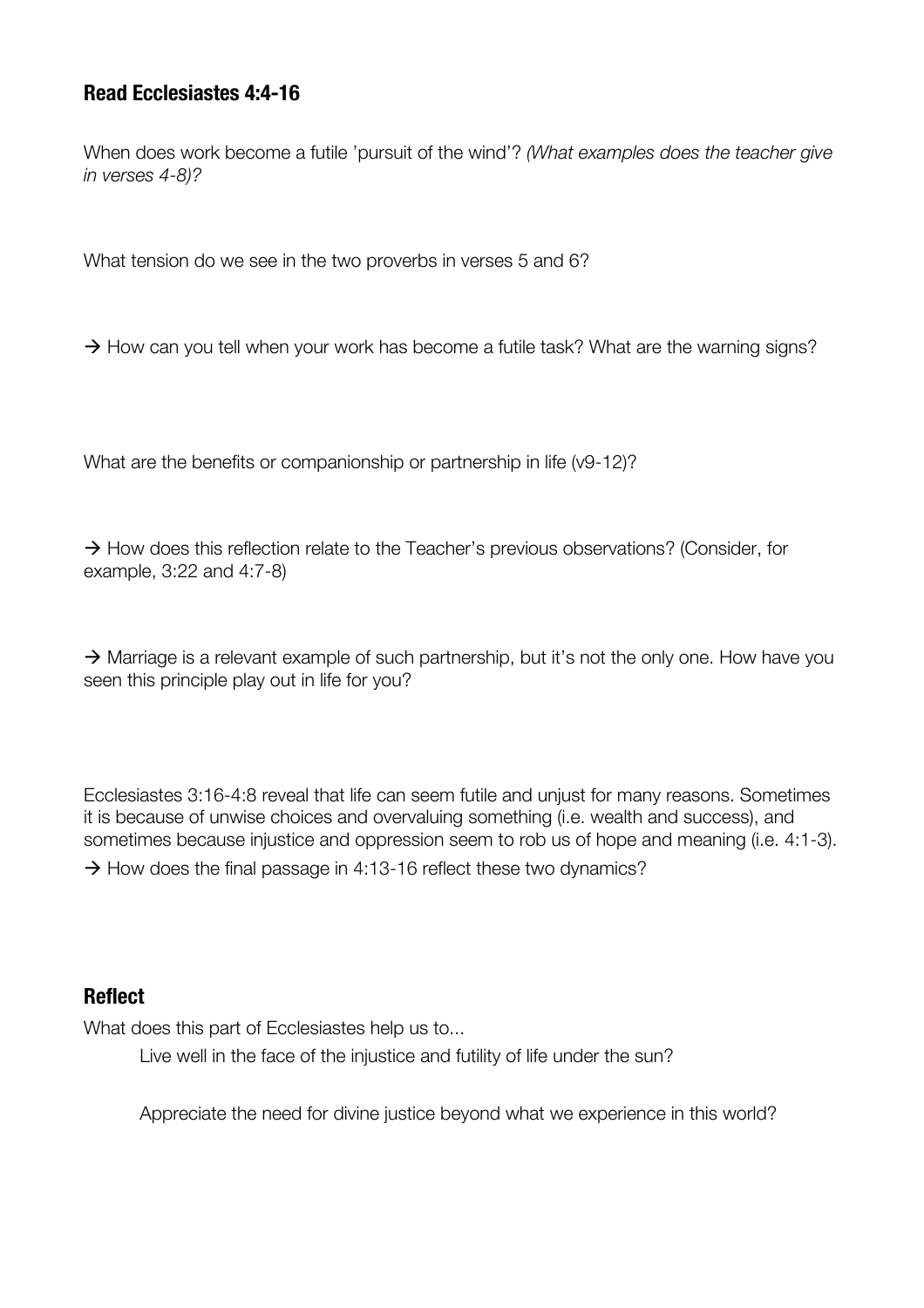### Read Ecclesiastes 4:4-16

When does work become a futile 'pursuit of the wind''? *(What examples does the teacher give in verses 4-8)?*

What tension do we see in the two proverbs in verses 5 and 6?

→ How can you tell when your work has become a futile task? What are the warning signs?

What are the benefits or companionship or partnership in life (v9-12)?

→ How does this reflection relate to the Teacher's previous observations? (Consider, for example, 3:22 and 4:7-8)

→ Marriage is a relevant example of such partnership, but it's not the only one. How have you seen this principle play out in life for you?

Ecclesiastes 3:16-4:8 reveal that life can seem futile and unjust for many reasons. Sometimes it is because of unwise choices and overvaluing something (i.e. wealth and success), and sometimes because injustice and oppression seem to rob us of hope and meaning (i.e. 4:1-3).

→ How does the final passage in 4:13-16 reflect these two dynamics?

### Reflect

What does this part of Ecclesiastes help us to...

Live well in the face of the injustice and futility of life under the sun?

Appreciate the need for divine justice beyond what we experience in this world?